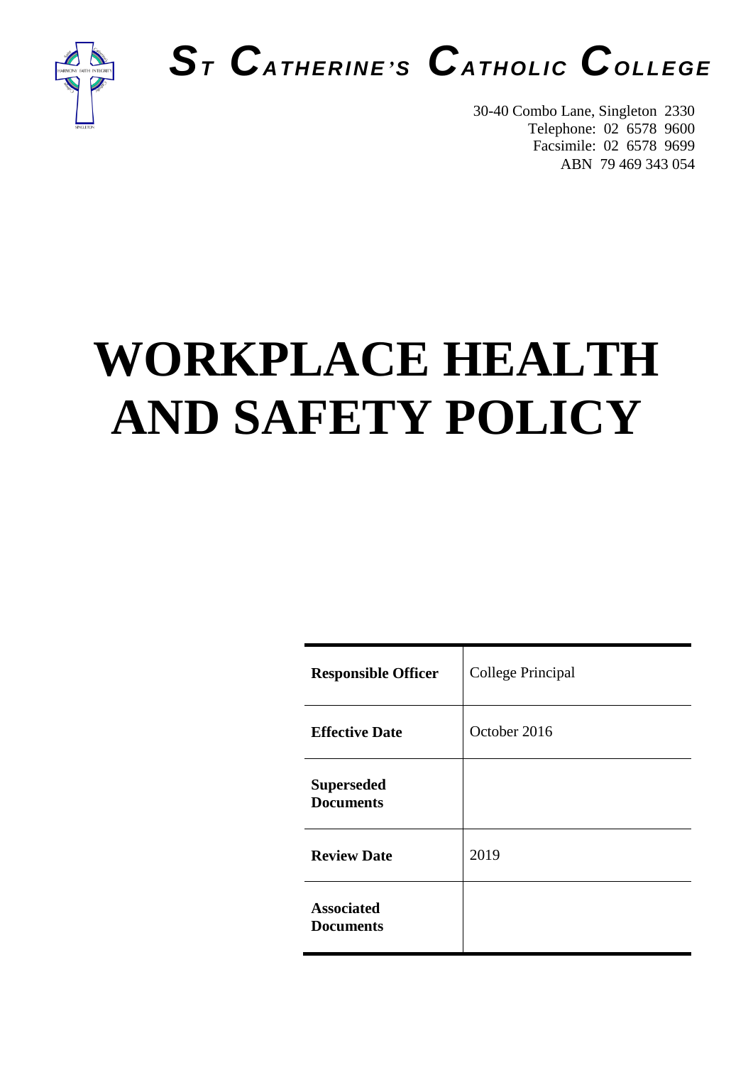# ST CATHERINE'S CATHOLIC COLLEGE

30-40 Combo Lane, Singleton 2330
Telephone: 02 6578 9600
Facsimile: 02 6578 9699
ABN 79 469 343 054

# WORKPLACE HEALTH AND SAFETY POLICY

| | |
|---|---|
| **Responsible Officer** | College Principal |
| **Effective Date** | October 2016 |
| **Superseded Documents** | |
| **Review Date** | 2019 |
| **Associated Documents** | |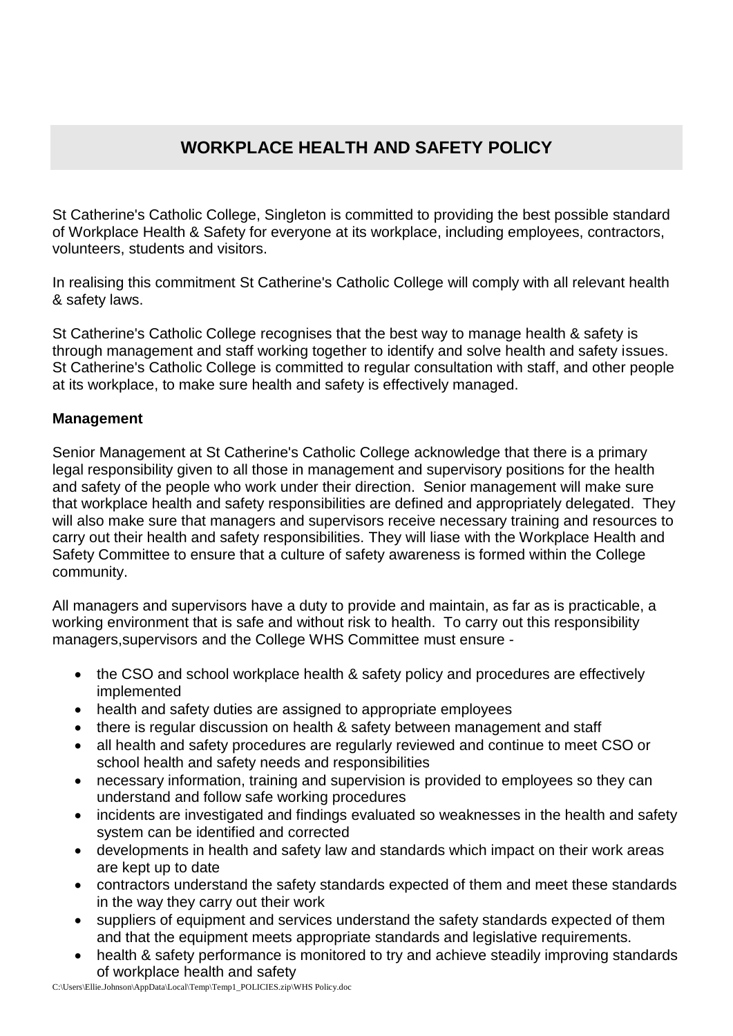# WORKPLACE HEALTH AND SAFETY POLICY

St Catherine's Catholic College, Singleton is committed to providing the best possible standard of Workplace Health & Safety for everyone at its workplace, including employees, contractors, volunteers, students and visitors.

In realising this commitment St Catherine's Catholic College will comply with all relevant health & safety laws.

St Catherine's Catholic College recognises that the best way to manage health & safety is through management and staff working together to identify and solve health and safety issues. St Catherine's Catholic College is committed to regular consultation with staff, and other people at its workplace, to make sure health and safety is effectively managed.

**Management**

Senior Management at St Catherine's Catholic College acknowledge that there is a primary legal responsibility given to all those in management and supervisory positions for the health and safety of the people who work under their direction. Senior management will make sure that workplace health and safety responsibilities are defined and appropriately delegated. They will also make sure that managers and supervisors receive necessary training and resources to carry out their health and safety responsibilities. They will liase with the Workplace Health and Safety Committee to ensure that a culture of safety awareness is formed within the College community.

All managers and supervisors have a duty to provide and maintain, as far as is practicable, a working environment that is safe and without risk to health. To carry out this responsibility managers,supervisors and the College WHS Committee must ensure -

- the CSO and school workplace health & safety policy and procedures are effectively implemented
- health and safety duties are assigned to appropriate employees
- there is regular discussion on health & safety between management and staff
- all health and safety procedures are regularly reviewed and continue to meet CSO or school health and safety needs and responsibilities
- necessary information, training and supervision is provided to employees so they can understand and follow safe working procedures
- incidents are investigated and findings evaluated so weaknesses in the health and safety system can be identified and corrected
- developments in health and safety law and standards which impact on their work areas are kept up to date
- contractors understand the safety standards expected of them and meet these standards in the way they carry out their work
- suppliers of equipment and services understand the safety standards expected of them and that the equipment meets appropriate standards and legislative requirements.
- health & safety performance is monitored to try and achieve steadily improving standards of workplace health and safety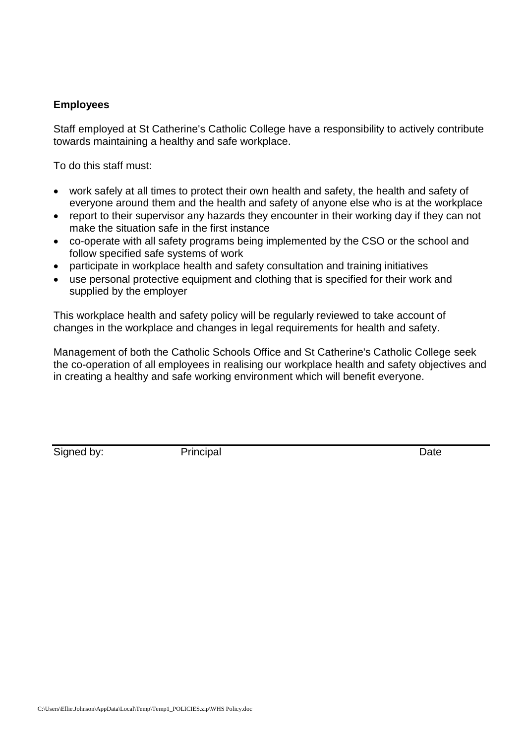**Employees**

Staff employed at St Catherine's Catholic College have a responsibility to actively contribute towards maintaining a healthy and safe workplace.

To do this staff must:

- work safely at all times to protect their own health and safety, the health and safety of everyone around them and the health and safety of anyone else who is at the workplace
- report to their supervisor any hazards they encounter in their working day if they can not make the situation safe in the first instance
- co-operate with all safety programs being implemented by the CSO or the school and follow specified safe systems of work
- participate in workplace health and safety consultation and training initiatives
- use personal protective equipment and clothing that is specified for their work and supplied by the employer

This workplace health and safety policy will be regularly reviewed to take account of changes in the workplace and changes in legal requirements for health and safety.

Management of both the Catholic Schools Office and St Catherine's Catholic College seek the co-operation of all employees in realising our workplace health and safety objectives and in creating a healthy and safe working environment which will benefit everyone.

Signed by: Principal Date